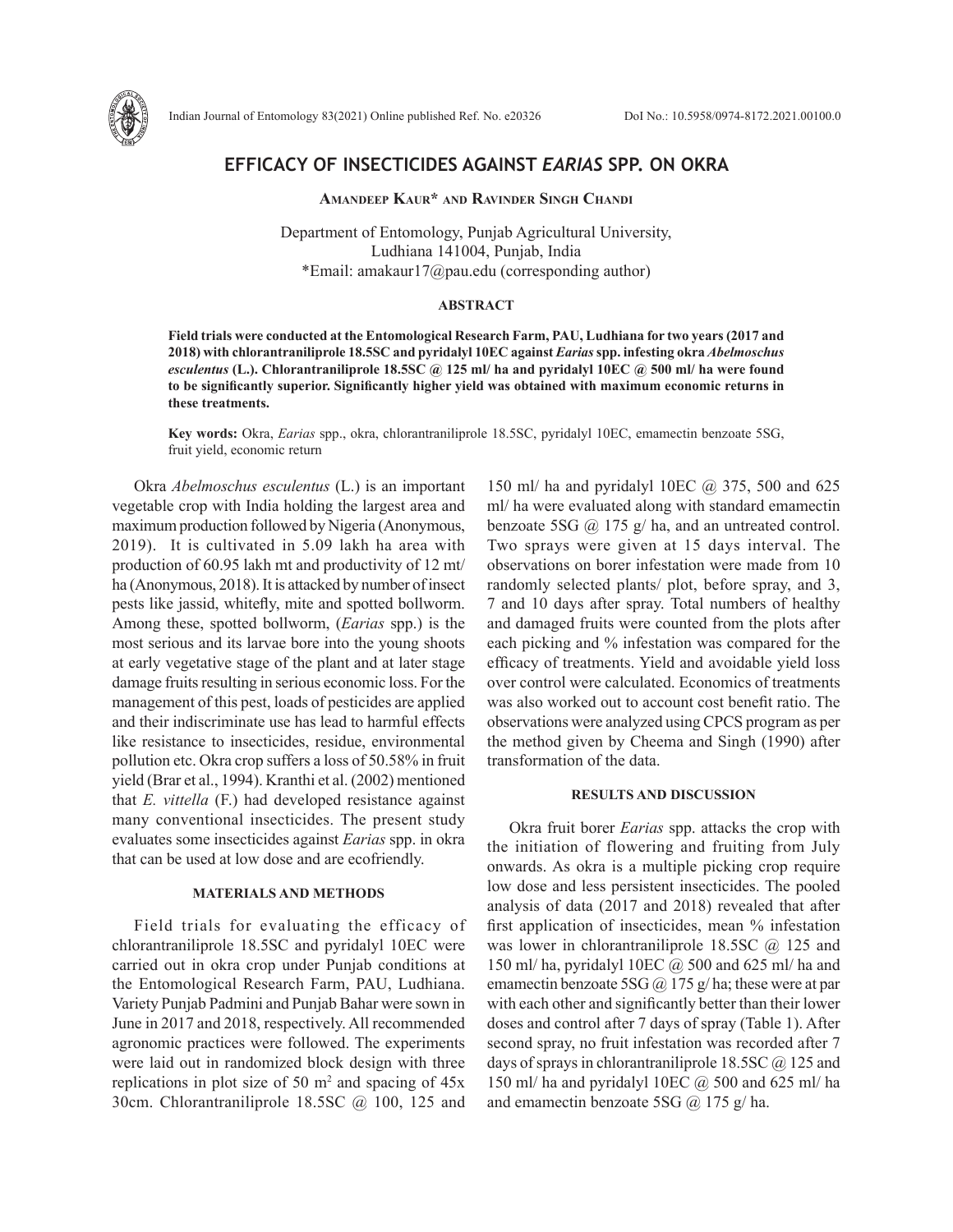# EFFICACY OF INSECTICIDES AGAINST *EARIAS* SPP. ON OKRA

**Amandeep Kaur\* and Ravinder Singh Chandi**

Department of Entomology, Punjab Agricultural University, Ludhiana 141004, Punjab, India
\*Email: amakaur17@pau.edu (corresponding author)

## ABSTRACT

**Field trials were conducted at the Entomological Research Farm, PAU, Ludhiana for two years (2017 and 2018) with chlorantraniliprole 18.5SC and pyridalyl 10EC against *Earias* spp. infesting okra *Abelmoschus esculentus* (L.). Chlorantraniliprole 18.5SC @ 125 ml/ ha and pyridalyl 10EC @ 500 ml/ ha were found to be significantly superior. Significantly higher yield was obtained with maximum economic returns in these treatments.**

**Key words:** Okra, *Earias* spp., okra, chlorantraniliprole 18.5SC, pyridalyl 10EC, emamectin benzoate 5SG, fruit yield, economic return

Okra *Abelmoschus esculentus* (L.) is an important vegetable crop with India holding the largest area and maximum production followed by Nigeria (Anonymous, 2019). It is cultivated in 5.09 lakh ha area with production of 60.95 lakh mt and productivity of 12 mt/ ha (Anonymous, 2018). It is attacked by number of insect pests like jassid, whitefly, mite and spotted bollworm. Among these, spotted bollworm, (*Earias* spp.) is the most serious and its larvae bore into the young shoots at early vegetative stage of the plant and at later stage damage fruits resulting in serious economic loss. For the management of this pest, loads of pesticides are applied and their indiscriminate use has lead to harmful effects like resistance to insecticides, residue, environmental pollution etc. Okra crop suffers a loss of 50.58% in fruit yield (Brar et al., 1994). Kranthi et al. (2002) mentioned that *E. vittella* (F.) had developed resistance against many conventional insecticides. The present study evaluates some insecticides against *Earias* spp. in okra that can be used at low dose and are ecofriendly.

## MATERIALS AND METHODS

Field trials for evaluating the efficacy of chlorantraniliprole 18.5SC and pyridalyl 10EC were carried out in okra crop under Punjab conditions at the Entomological Research Farm, PAU, Ludhiana. Variety Punjab Padmini and Punjab Bahar were sown in June in 2017 and 2018, respectively. All recommended agronomic practices were followed. The experiments were laid out in randomized block design with three replications in plot size of 50 $m^2$ and spacing of 45x 30cm. Chlorantraniliprole 18.5SC @ 100, 125 and 150 ml/ ha and pyridalyl 10EC @ 375, 500 and 625 ml/ ha were evaluated along with standard emamectin benzoate 5SG @ 175 g/ ha, and an untreated control. Two sprays were given at 15 days interval. The observations on borer infestation were made from 10 randomly selected plants/ plot, before spray, and 3, 7 and 10 days after spray. Total numbers of healthy and damaged fruits were counted from the plots after each picking and % infestation was compared for the efficacy of treatments. Yield and avoidable yield loss over control were calculated. Economics of treatments was also worked out to account cost benefit ratio. The observations were analyzed using CPCS program as per the method given by Cheema and Singh (1990) after transformation of the data.

## RESULTS AND DISCUSSION

Okra fruit borer *Earias* spp. attacks the crop with the initiation of flowering and fruiting from July onwards. As okra is a multiple picking crop require low dose and less persistent insecticides. The pooled analysis of data (2017 and 2018) revealed that after first application of insecticides, mean % infestation was lower in chlorantraniliprole 18.5SC @ 125 and 150 ml/ ha, pyridalyl 10EC @ 500 and 625 ml/ ha and emamectin benzoate 5SG @ 175 g/ ha; these were at par with each other and significantly better than their lower doses and control after 7 days of spray (Table 1). After second spray, no fruit infestation was recorded after 7 days of sprays in chlorantraniliprole 18.5SC @ 125 and 150 ml/ ha and pyridalyl 10EC @ 500 and 625 ml/ ha and emamectin benzoate 5SG @ 175 g/ ha.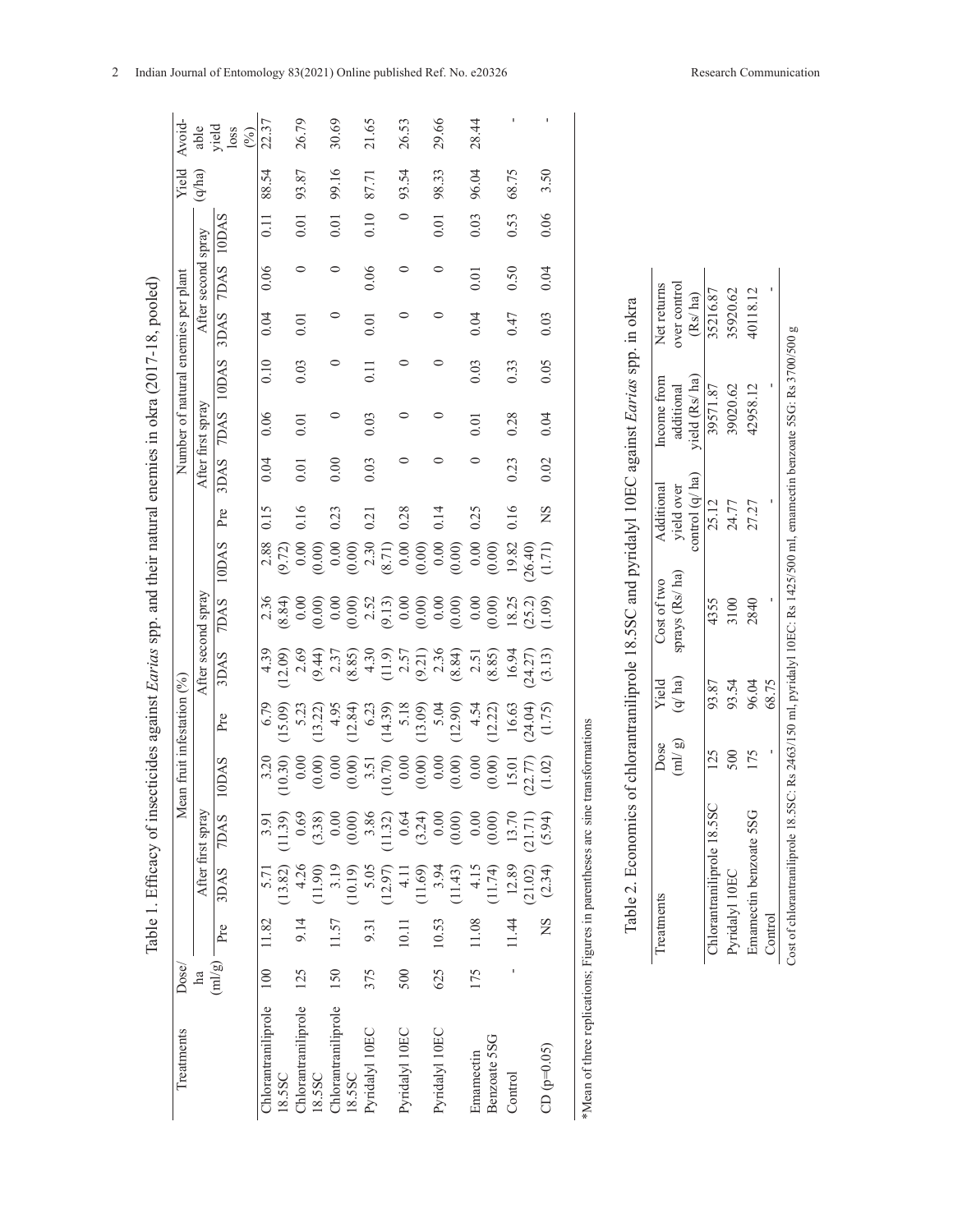Table 1. Efficacy of insecticides against *Earias* spp. and their natural enemies in okra (2017-18, pooled)

| Treatments | Dose/ ha (ml/g) | Mean fruit infestation (%) | | | | | | | | Number of natural enemies per plant | | | | | | | | Yield (q/ha) | Avoidable yield loss (%) |
|---|---|---|---|---|---|---|---|---|---|---|---|---|---|---|---|---|---|---|---|
| | | Pre | After first spray | | | Pre | After second spray | | | Pre | After first spray | | | After second spray | | | | | |
| | | | 3DAS | 7DAS | 10DAS | | 3DAS | 7DAS | 10DAS | | 3DAS | 7DAS | 10DAS | 3DAS | 7DAS | 10DAS | | | |
| Chlorantraniliprole 18.5SC | 100 | 11.82 | 5.71 (13.82) | 3.91 (11.39) | 3.20 (10.30) | 6.79 (15.09) | 4.39 (12.09) | 2.36 (8.84) | 2.88 (9.72) | 0.15 | 0.04 | 0.06 | 0.10 | 0.04 | 0.06 | 0.11 | | 88.54 | 22.37 |
| Chlorantraniliprole 18.5SC | 125 | 9.14 | 4.26 (11.90) | 0.69 (3.38) | 0.00 (0.00) | 5.23 (13.22) | 2.69 (9.44) | 0.00 (0.00) | 0.00 (0.00) | 0.16 | 0.01 | 0.01 | 0.03 | 0.01 | 0 | 0.01 | | 93.87 | 26.79 |
| Chlorantraniliprole 18.5SC | 150 | 11.57 | 3.19 (10.19) | 0.00 (0.00) | 0.00 (0.00) | 4.95 (12.84) | 2.37 (8.85) | 0.00 (0.00) | 0.00 (0.00) | 0.23 | 0.00 | 0 | 0 | 0 | 0 | 0.01 | | 99.16 | 30.69 |
| Pyridalyl 10EC | 375 | 9.31 | 5.05 (12.97) | 3.86 (11.32) | 3.51 (10.70) | 6.23 (14.39) | 4.30 (11.9) | 2.52 (9.13) | 2.30 (8.71) | 0.21 | 0.03 | 0.03 | 0.11 | 0.01 | 0.06 | 0.10 | | 87.71 | 21.65 |
| Pyridalyl 10EC | 500 | 10.11 | 4.11 (11.69) | 0.64 (3.24) | 0.00 (0.00) | 5.18 (13.09) | 2.57 (9.21) | 0.00 (0.00) | 0.00 (0.00) | 0.28 | 0 | 0 | 0 | 0 | 0 | 0 | | 93.54 | 26.53 |
| Pyridalyl 10EC | 625 | 10.53 | 3.94 (11.43) | 0.00 (0.00) | 0.00 (0.00) | 5.04 (12.90) | 2.36 (8.84) | 0.00 (0.00) | 0.00 (0.00) | 0.14 | 0 | 0 | 0 | 0 | 0 | 0.01 | | 98.33 | 29.66 |
| Emamectin Benzoate 5SG | 175 | 11.08 | 4.15 (11.74) | 0.00 (0.00) | 0.00 (0.00) | 4.54 (12.22) | 2.51 (8.85) | 0.00 (0.00) | 0.00 (0.00) | 0.25 | 0 | 0.01 | 0.03 | 0.04 | 0.01 | 0.03 | | 96.04 | 28.44 |
| Control | - | 11.44 | 12.89 (21.02) | 13.70 (21.71) | 15.01 (22.77) | 16.63 (24.04) | 16.94 (24.27) | 18.25 (25.2) | 19.82 (26.40) | 0.16 | 0.23 | 0.28 | 0.33 | 0.47 | 0.50 | 0.53 | | 68.75 | - |
| CD (p=0.05) | | NS | (2.34) | (5.94) | (1.02) | (1.75) | (3.13) | (1.09) | (1.71) | NS | 0.02 | 0.04 | 0.05 | 0.03 | 0.04 | 0.06 | | 3.50 | - |

*Mean of three replications; Figures in parentheses arc sine transformations

Table 2. Economics of chlorantraniliprole 18.5SC and pyridalyl 10EC against *Earias* spp. in okra

| Treatments | Dose (ml/ g) | Yield (q/ ha) | Cost of two sprays (Rs/ ha) | Additional yield over control (q/ ha) | Income from additional yield (Rs/ ha) | Net returns over control (Rs/ ha) |
|---|---|---|---|---|---|---|
| Chlorantraniliprole 18.5SC | 125 | 93.87 | 4355 | 25.12 | 39571.87 | 35216.87 |
| Pyridalyl 10EC | 500 | 93.54 | 3100 | 24.77 | 39020.62 | 35920.62 |
| Emamectin benzoate 5SG | 175 | 96.04 | 2840 | 27.27 | 42958.12 | 40118.12 |
| Control | - | 68.75 | - | - | - | - |

Cost of chlorantraniliprole 18.5SC: Rs 2463/150 ml, pyridalyl 10EC: Rs 1425/500 ml, emamectin benzoate 5SG: Rs 3700/500 g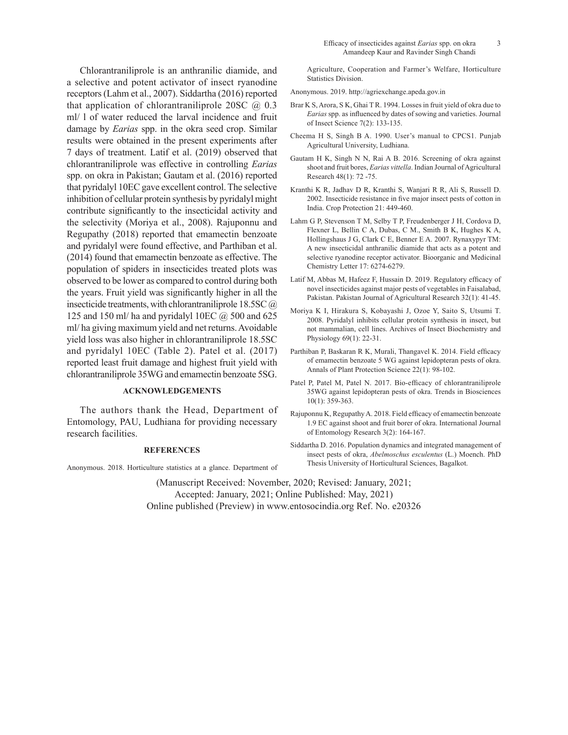Chlorantraniliprole is an anthranilic diamide, and a selective and potent activator of insect ryanodine receptors (Lahm et al., 2007). Siddartha (2016) reported that application of chlorantraniliprole 20SC @ 0.3 ml/ l of water reduced the larval incidence and fruit damage by *Earias* spp. in the okra seed crop. Similar results were obtained in the present experiments after 7 days of treatment. Latif et al. (2019) observed that chlorantraniliprole was effective in controlling *Earias* spp. on okra in Pakistan; Gautam et al. (2016) reported that pyridalyl 10EC gave excellent control. The selective inhibition of cellular protein synthesis by pyridalyl might contribute significantly to the insecticidal activity and the selectivity (Moriya et al., 2008). Rajuponnu and Regupathy (2018) reported that emamectin benzoate and pyridalyl were found effective, and Parthiban et al. (2014) found that emamectin benzoate as effective. The population of spiders in insecticides treated plots was observed to be lower as compared to control during both the years. Fruit yield was significantly higher in all the insecticide treatments, with chlorantraniliprole 18.5SC @ 125 and 150 ml/ ha and pyridalyl 10EC @ 500 and 625 ml/ ha giving maximum yield and net returns. Avoidable yield loss was also higher in chlorantraniliprole 18.5SC and pyridalyl 10EC (Table 2). Patel et al. (2017) reported least fruit damage and highest fruit yield with chlorantraniliprole 35WG and emamectin benzoate 5SG.

## ACKNOWLEDGEMENTS

The authors thank the Head, Department of Entomology, PAU, Ludhiana for providing necessary research facilities.

## REFERENCES

Anonymous. 2018. Horticulture statistics at a glance. Department of Agriculture, Cooperation and Farmer's Welfare, Horticulture Statistics Division.

Anonymous. 2019. http://agriexchange.apeda.gov.in

Brar K S, Arora, S K, Ghai T R. 1994. Losses in fruit yield of okra due to *Earias* spp. as influenced by dates of sowing and varieties. Journal of Insect Science 7(2): 133-135.

Cheema H S, Singh B A. 1990. User's manual to CPCS1. Punjab Agricultural University, Ludhiana.

Gautam H K, Singh N N, Rai A B. 2016. Screening of okra against shoot and fruit bores, *Earias vittella*. Indian Journal of Agricultural Research 48(1): 72 -75.

Kranthi K R, Jadhav D R, Kranthi S, Wanjari R R, Ali S, Russell D. 2002. Insecticide resistance in five major insect pests of cotton in India. Crop Protection 21: 449-460.

Lahm G P, Stevenson T M, Selby T P, Freudenberger J H, Cordova D, Flexner L, Bellin C A, Dubas, C M., Smith B K, Hughes K A, Hollingshaus J G, Clark C E, Benner E A. 2007. Rynaxypyr TM: A new insecticidal anthranilic diamide that acts as a potent and selective ryanodine receptor activator. Bioorganic and Medicinal Chemistry Letter 17: 6274-6279.

Latif M, Abbas M, Hafeez F, Hussain D. 2019. Regulatory efficacy of novel insecticides against major pests of vegetables in Faisalabad, Pakistan. Pakistan Journal of Agricultural Research 32(1): 41-45.

Moriya K I, Hirakura S, Kobayashi J, Ozoe Y, Saito S, Utsumi T. 2008. Pyridalyl inhibits cellular protein synthesis in insect, but not mammalian, cell lines. Archives of Insect Biochemistry and Physiology 69(1): 22-31.

Parthiban P, Baskaran R K, Murali, Thangavel K. 2014. Field efficacy of emamectin benzoate 5 WG against lepidopteran pests of okra. Annals of Plant Protection Science 22(1): 98-102.

Patel P, Patel M, Patel N. 2017. Bio-efficacy of chlorantraniliprole 35WG against lepidopteran pests of okra. Trends in Biosciences 10(1): 359-363.

Rajuponnu K, Regupathy A. 2018. Field efficacy of emamectin benzoate 1.9 EC against shoot and fruit borer of okra. International Journal of Entomology Research 3(2): 164-167.

Siddartha D. 2016. Population dynamics and integrated management of insect pests of okra, *Abelmoschus esculentus* (L.) Moench. PhD Thesis University of Horticultural Sciences, Bagalkot.

(Manuscript Received: November, 2020; Revised: January, 2021; Accepted: January, 2021; Online Published: May, 2021)
Online published (Preview) in www.entosocindia.org Ref. No. e20326